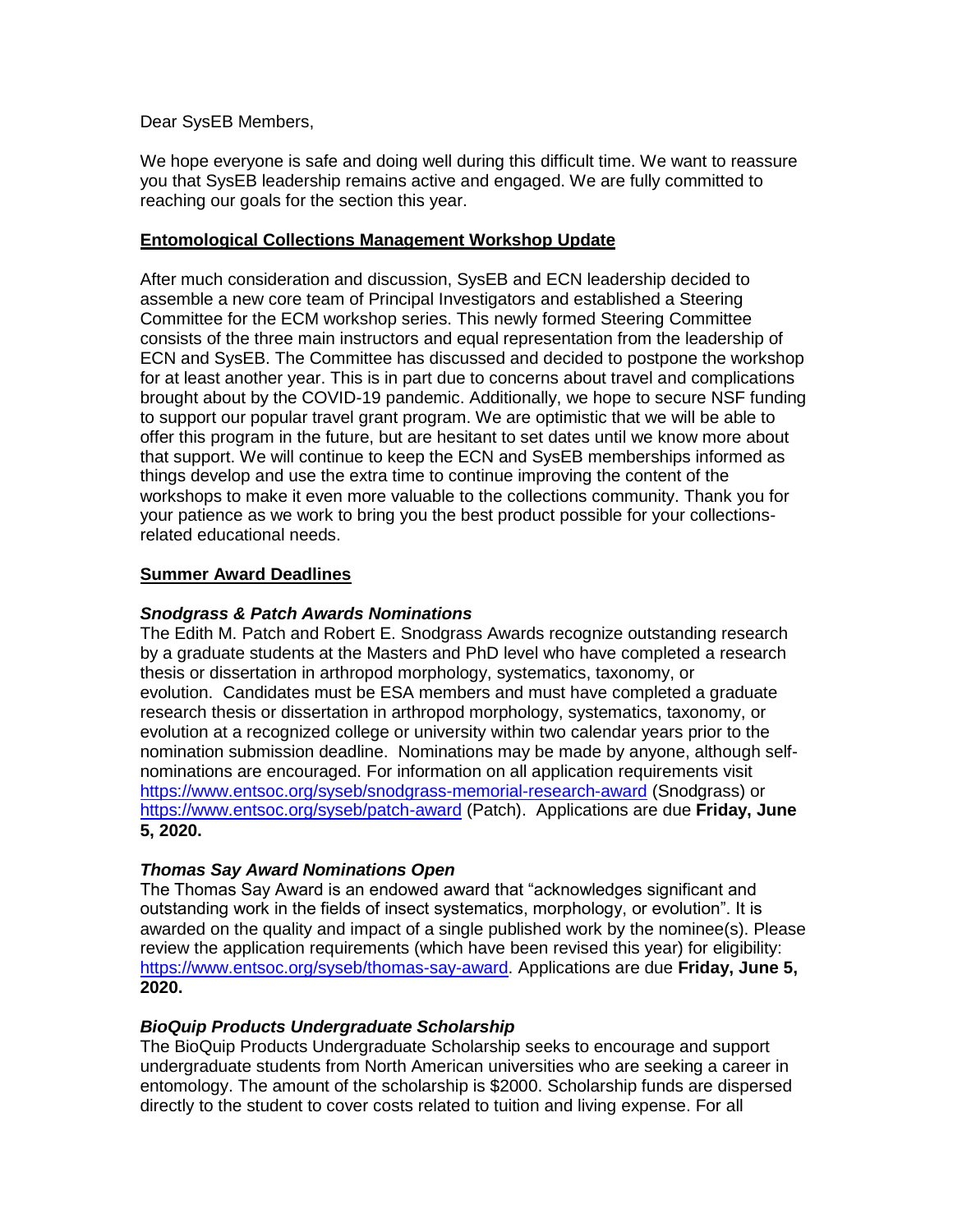Dear SysEB Members,

We hope everyone is safe and doing well during this difficult time. We want to reassure you that SysEB leadership remains active and engaged. We are fully committed to reaching our goals for the section this year.

## Entomological Collections Management Workshop Update

After much consideration and discussion, SysEB and ECN leadership decided to assemble a new core team of Principal Investigators and established a Steering Committee for the ECM workshop series. This newly formed Steering Committee consists of the three main instructors and equal representation from the leadership of ECN and SysEB. The Committee has discussed and decided to postpone the workshop for at least another year. This is in part due to concerns about travel and complications brought about by the COVID-19 pandemic. Additionally, we hope to secure NSF funding to support our popular travel grant program. We are optimistic that we will be able to offer this program in the future, but are hesitant to set dates until we know more about that support. We will continue to keep the ECN and SysEB memberships informed as things develop and use the extra time to continue improving the content of the workshops to make it even more valuable to the collections community. Thank you for your patience as we work to bring you the best product possible for your collections-related educational needs.

## Summer Award Deadlines

### *Snodgrass & Patch Awards Nominations*

The Edith M. Patch and Robert E. Snodgrass Awards recognize outstanding research by a graduate students at the Masters and PhD level who have completed a research thesis or dissertation in arthropod morphology, systematics, taxonomy, or evolution. Candidates must be ESA members and must have completed a graduate research thesis or dissertation in arthropod morphology, systematics, taxonomy, or evolution at a recognized college or university within two calendar years prior to the nomination submission deadline. Nominations may be made by anyone, although self-nominations are encouraged. For information on all application requirements visit https://www.entsoc.org/syseb/snodgrass-memorial-research-award (Snodgrass) or https://www.entsoc.org/syseb/patch-award (Patch). Applications are due **Friday, June 5, 2020.**

### *Thomas Say Award Nominations Open*

The Thomas Say Award is an endowed award that "acknowledges significant and outstanding work in the fields of insect systematics, morphology, or evolution". It is awarded on the quality and impact of a single published work by the nominee(s). Please review the application requirements (which have been revised this year) for eligibility: https://www.entsoc.org/syseb/thomas-say-award. Applications are due **Friday, June 5, 2020.**

### *BioQuip Products Undergraduate Scholarship*

The BioQuip Products Undergraduate Scholarship seeks to encourage and support undergraduate students from North American universities who are seeking a career in entomology. The amount of the scholarship is $2000. Scholarship funds are dispersed directly to the student to cover costs related to tuition and living expense. For all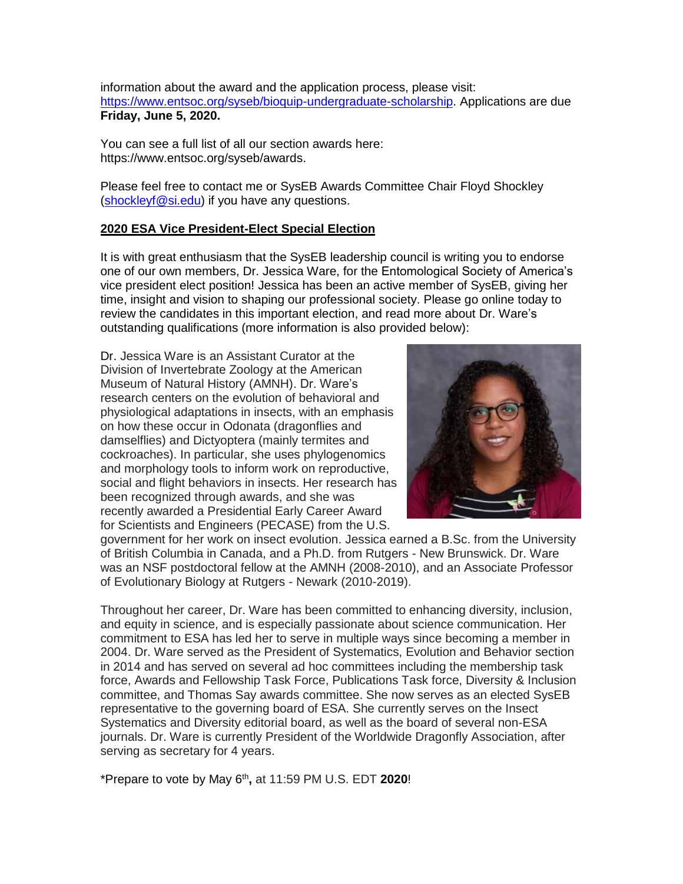information about the award and the application process, please visit: https://www.entsoc.org/syseb/bioquip-undergraduate-scholarship. Applications are due **Friday, June 5, 2020.**

You can see a full list of all our section awards here: https://www.entsoc.org/syseb/awards.

Please feel free to contact me or SysEB Awards Committee Chair Floyd Shockley (shockleyf@si.edu) if you have any questions.

**2020 ESA Vice President-Elect Special Election**

It is with great enthusiasm that the SysEB leadership council is writing you to endorse one of our own members, Dr. Jessica Ware, for the Entomological Society of America's vice president elect position! Jessica has been an active member of SysEB, giving her time, insight and vision to shaping our professional society. Please go online today to review the candidates in this important election, and read more about Dr. Ware's outstanding qualifications (more information is also provided below):

Dr. Jessica Ware is an Assistant Curator at the Division of Invertebrate Zoology at the American Museum of Natural History (AMNH). Dr. Ware's research centers on the evolution of behavioral and physiological adaptations in insects, with an emphasis on how these occur in Odonata (dragonflies and damselflies) and Dictyoptera (mainly termites and cockroaches). In particular, she uses phylogenomics and morphology tools to inform work on reproductive, social and flight behaviors in insects. Her research has been recognized through awards, and she was recently awarded a Presidential Early Career Award for Scientists and Engineers (PECASE) from the U.S. government for her work on insect evolution. Jessica earned a B.Sc. from the University of British Columbia in Canada, and a Ph.D. from Rutgers - New Brunswick. Dr. Ware was an NSF postdoctoral fellow at the AMNH (2008-2010), and an Associate Professor of Evolutionary Biology at Rutgers - Newark (2010-2019).

Throughout her career, Dr. Ware has been committed to enhancing diversity, inclusion, and equity in science, and is especially passionate about science communication. Her commitment to ESA has led her to serve in multiple ways since becoming a member in 2004. Dr. Ware served as the President of Systematics, Evolution and Behavior section in 2014 and has served on several ad hoc committees including the membership task force, Awards and Fellowship Task Force, Publications Task force, Diversity & Inclusion committee, and Thomas Say awards committee. She now serves as an elected SysEB representative to the governing board of ESA. She currently serves on the Insect Systematics and Diversity editorial board, as well as the board of several non-ESA journals. Dr. Ware is currently President of the Worldwide Dragonfly Association, after serving as secretary for 4 years.

*Prepare to vote by May 6th**,** at 11:59 PM U.S. EDT **2020**!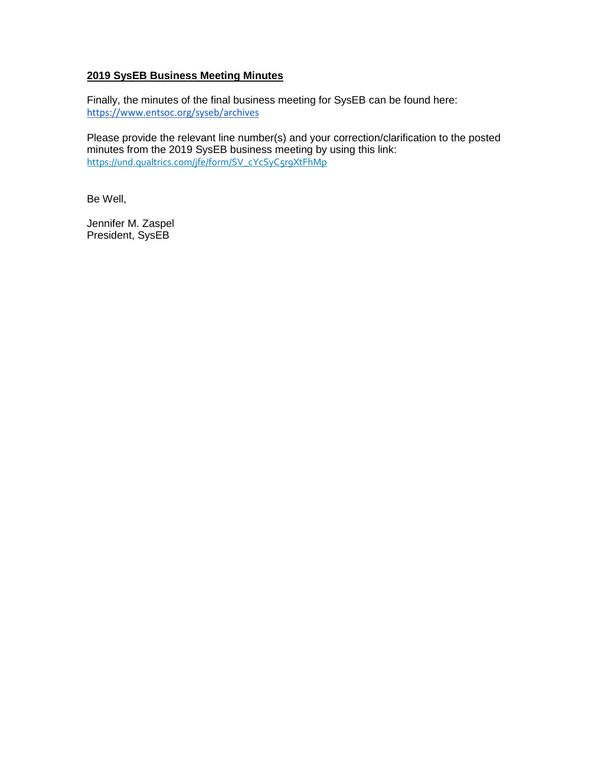**2019 SysEB Business Meeting Minutes**

Finally, the minutes of the final business meeting for SysEB can be found here: https://www.entsoc.org/syseb/archives

Please provide the relevant line number(s) and your correction/clarification to the posted minutes from the 2019 SysEB business meeting by using this link: https://und.qualtrics.com/jfe/form/SV_cYcSyC5r9XtFhMp

Be Well,

Jennifer M. Zaspel
President, SysEB